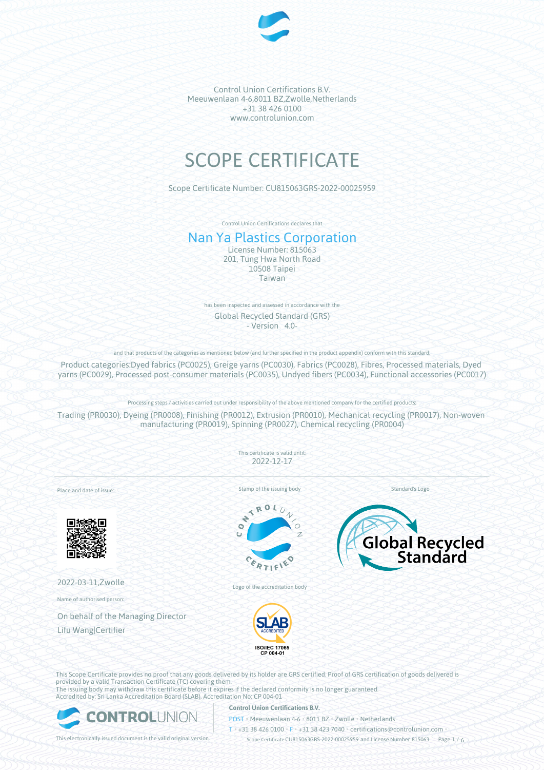Control Union Certifications B.V.
Meeuwenlaan 4-6,8011 BZ,Zwolle,Netherlands
+31 38 426 0100
www.controlunion.com

# SCOPE CERTIFICATE

Scope Certificate Number: CU815063GRS-2022-00025959

Control Union Certifications declares that

## Nan Ya Plastics Corporation

License Number: 815063
201, Tung Hwa North Road
10508 Taipei
Taiwan

has been inspected and assessed in accordance with the

Global Recycled Standard (GRS)
- Version 4.0-

and that products of the categories as mentioned below (and further specified in the product appendix) conform with this standard.

Product categories:Dyed fabrics (PC0025), Greige yarns (PC0030), Fabrics (PC0028), Fibres, Processed materials, Dyed yarns (PC0029), Processed post-consumer materials (PC0035), Undyed fibers (PC0034), Functional accessories (PC0017)

Processing steps / activities carried out under responsibility of the above mentioned company for the certified products:

Trading (PR0030), Dyeing (PR0008), Finishing (PR0012), Extrusion (PR0010), Mechanical recycling (PR0017), Non-woven manufacturing (PR0019), Spinning (PR0027), Chemical recycling (PR0004)

This certificate is valid until:
2022-12-17

Place and date of issue:

2022-03-11,Zwolle

Name of authorised person:

On behalf of the Managing Director
Lifu Wang|Certifier

Stamp of the issuing body

Logo of the accreditation body

Standard's Logo

This Scope Certificate provides no proof that any goods delivered by its holder are GRS certified. Proof of GRS certification of goods delivered is provided by a valid Transaction Certificate (TC) covering them.
The issuing body may withdraw this certificate before it expires if the declared conformity is no longer guaranteed.
Accredited by: Sri Lanka Accreditation Board (SLAB), Accreditation No: CP 004-01

This electronically issued document is the valid original version.

**Control Union Certifications B.V.**
POST • Meeuwenlaan 4-6 • 8011 BZ • Zwolle • Netherlands
T • +31 38 426 0100 • F • +31 38 423 7040 • certifications@controlunion.com •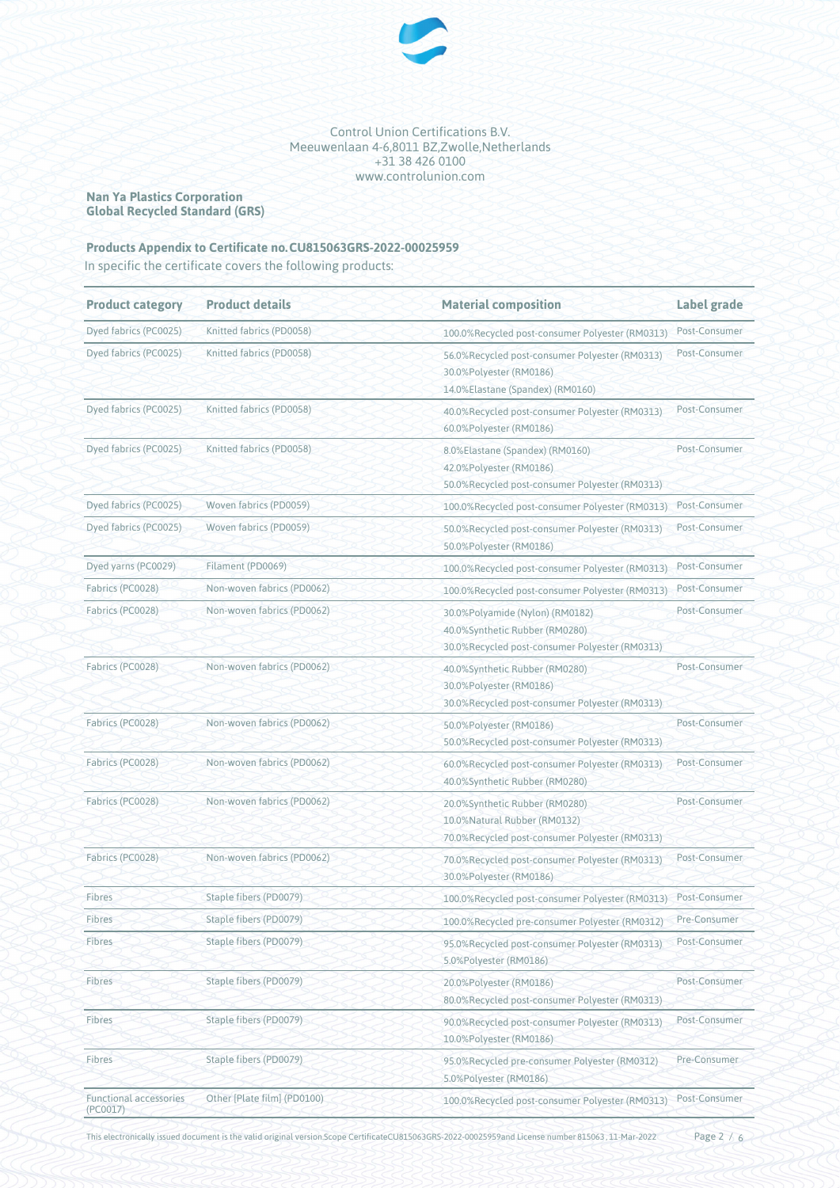Control Union Certifications B.V.
Meeuwenlaan 4-6,8011 BZ,Zwolle,Netherlands
+31 38 426 0100
www.controlunion.com

**Nan Ya Plastics Corporation**
**Global Recycled Standard (GRS)**

**Products Appendix to Certificate no.CU815063GRS-2022-00025959**

In specific the certificate covers the following products:

| Product category | Product details | Material composition | Label grade |
|---|---|---|---|
| Dyed fabrics (PC0025) | Knitted fabrics (PD0058) | 100.0%Recycled post-consumer Polyester (RM0313) | Post-Consumer |
| Dyed fabrics (PC0025) | Knitted fabrics (PD0058) | 56.0%Recycled post-consumer Polyester (RM0313)<br>30.0%Polyester (RM0186)<br>14.0%Elastane (Spandex) (RM0160) | Post-Consumer |
| Dyed fabrics (PC0025) | Knitted fabrics (PD0058) | 40.0%Recycled post-consumer Polyester (RM0313)<br>60.0%Polyester (RM0186) | Post-Consumer |
| Dyed fabrics (PC0025) | Knitted fabrics (PD0058) | 8.0%Elastane (Spandex) (RM0160)<br>42.0%Polyester (RM0186)<br>50.0%Recycled post-consumer Polyester (RM0313) | Post-Consumer |
| Dyed fabrics (PC0025) | Woven fabrics (PD0059) | 100.0%Recycled post-consumer Polyester (RM0313) | Post-Consumer |
| Dyed fabrics (PC0025) | Woven fabrics (PD0059) | 50.0%Recycled post-consumer Polyester (RM0313)<br>50.0%Polyester (RM0186) | Post-Consumer |
| Dyed yarns (PC0029) | Filament (PD0069) | 100.0%Recycled post-consumer Polyester (RM0313) | Post-Consumer |
| Fabrics (PC0028) | Non-woven fabrics (PD0062) | 100.0%Recycled post-consumer Polyester (RM0313) | Post-Consumer |
| Fabrics (PC0028) | Non-woven fabrics (PD0062) | 30.0%Polyamide (Nylon) (RM0182)<br>40.0%Synthetic Rubber (RM0280)<br>30.0%Recycled post-consumer Polyester (RM0313) | Post-Consumer |
| Fabrics (PC0028) | Non-woven fabrics (PD0062) | 40.0%Synthetic Rubber (RM0280)<br>30.0%Polyester (RM0186)<br>30.0%Recycled post-consumer Polyester (RM0313) | Post-Consumer |
| Fabrics (PC0028) | Non-woven fabrics (PD0062) | 50.0%Polyester (RM0186)<br>50.0%Recycled post-consumer Polyester (RM0313) | Post-Consumer |
| Fabrics (PC0028) | Non-woven fabrics (PD0062) | 60.0%Recycled post-consumer Polyester (RM0313)<br>40.0%Synthetic Rubber (RM0280) | Post-Consumer |
| Fabrics (PC0028) | Non-woven fabrics (PD0062) | 20.0%Synthetic Rubber (RM0280)<br>10.0%Natural Rubber (RM0132)<br>70.0%Recycled post-consumer Polyester (RM0313) | Post-Consumer |
| Fabrics (PC0028) | Non-woven fabrics (PD0062) | 70.0%Recycled post-consumer Polyester (RM0313)<br>30.0%Polyester (RM0186) | Post-Consumer |
| Fibres | Staple fibers (PD0079) | 100.0%Recycled post-consumer Polyester (RM0313) | Post-Consumer |
| Fibres | Staple fibers (PD0079) | 100.0%Recycled pre-consumer Polyester (RM0312) | Pre-Consumer |
| Fibres | Staple fibers (PD0079) | 95.0%Recycled post-consumer Polyester (RM0313)<br>5.0%Polyester (RM0186) | Post-Consumer |
| Fibres | Staple fibers (PD0079) | 20.0%Polyester (RM0186)<br>80.0%Recycled post-consumer Polyester (RM0313) | Post-Consumer |
| Fibres | Staple fibers (PD0079) | 90.0%Recycled post-consumer Polyester (RM0313)<br>10.0%Polyester (RM0186) | Post-Consumer |
| Fibres | Staple fibers (PD0079) | 95.0%Recycled pre-consumer Polyester (RM0312)<br>5.0%Polyester (RM0186) | Pre-Consumer |
| Functional accessories (PC0017) | Other [Plate film] (PD0100) | 100.0%Recycled post-consumer Polyester (RM0313) | Post-Consumer |

This electronically issued document is the valid original version.Scope CertificateCU815063GRS-2022-00025959and License number 815063 , 11-Mar-2022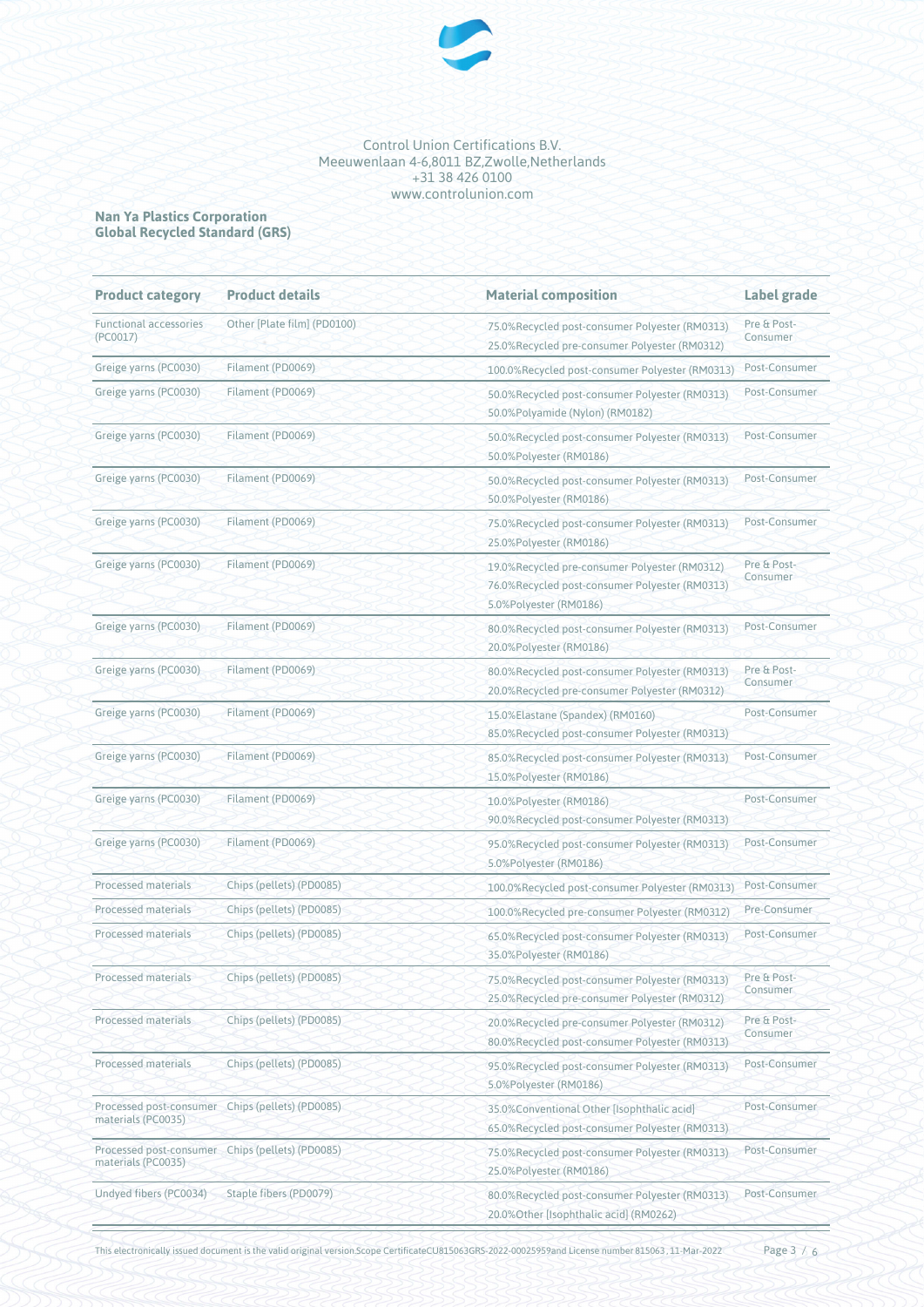Control Union Certifications B.V.
Meeuwenlaan 4-6,8011 BZ,Zwolle,Netherlands
+31 38 426 0100
www.controlunion.com

**Nan Ya Plastics Corporation**
**Global Recycled Standard (GRS)**

| Product category | Product details | Material composition | Label grade |
|---|---|---|---|
| Functional accessories (PC0017) | Other [Plate film] (PD0100) | 75.0%Recycled post-consumer Polyester (RM0313)<br>25.0%Recycled pre-consumer Polyester (RM0312) | Pre & Post-Consumer |
| Greige yarns (PC0030) | Filament (PD0069) | 100.0%Recycled post-consumer Polyester (RM0313) | Post-Consumer |
| Greige yarns (PC0030) | Filament (PD0069) | 50.0%Recycled post-consumer Polyester (RM0313)<br>50.0%Polyamide (Nylon) (RM0182) | Post-Consumer |
| Greige yarns (PC0030) | Filament (PD0069) | 50.0%Recycled post-consumer Polyester (RM0313)<br>50.0%Polyester (RM0186) | Post-Consumer |
| Greige yarns (PC0030) | Filament (PD0069) | 50.0%Recycled post-consumer Polyester (RM0313)<br>50.0%Polyester (RM0186) | Post-Consumer |
| Greige yarns (PC0030) | Filament (PD0069) | 75.0%Recycled post-consumer Polyester (RM0313)<br>25.0%Polyester (RM0186) | Post-Consumer |
| Greige yarns (PC0030) | Filament (PD0069) | 19.0%Recycled pre-consumer Polyester (RM0312)<br>76.0%Recycled post-consumer Polyester (RM0313)<br>5.0%Polyester (RM0186) | Pre & Post-Consumer |
| Greige yarns (PC0030) | Filament (PD0069) | 80.0%Recycled post-consumer Polyester (RM0313)<br>20.0%Polyester (RM0186) | Post-Consumer |
| Greige yarns (PC0030) | Filament (PD0069) | 80.0%Recycled post-consumer Polyester (RM0313)<br>20.0%Recycled pre-consumer Polyester (RM0312) | Pre & Post-Consumer |
| Greige yarns (PC0030) | Filament (PD0069) | 15.0%Elastane (Spandex) (RM0160)<br>85.0%Recycled post-consumer Polyester (RM0313) | Post-Consumer |
| Greige yarns (PC0030) | Filament (PD0069) | 85.0%Recycled post-consumer Polyester (RM0313)<br>15.0%Polyester (RM0186) | Post-Consumer |
| Greige yarns (PC0030) | Filament (PD0069) | 10.0%Polyester (RM0186)<br>90.0%Recycled post-consumer Polyester (RM0313) | Post-Consumer |
| Greige yarns (PC0030) | Filament (PD0069) | 95.0%Recycled post-consumer Polyester (RM0313)<br>5.0%Polyester (RM0186) | Post-Consumer |
| Processed materials | Chips (pellets) (PD0085) | 100.0%Recycled post-consumer Polyester (RM0313) | Post-Consumer |
| Processed materials | Chips (pellets) (PD0085) | 100.0%Recycled pre-consumer Polyester (RM0312) | Pre-Consumer |
| Processed materials | Chips (pellets) (PD0085) | 65.0%Recycled post-consumer Polyester (RM0313)<br>35.0%Polyester (RM0186) | Post-Consumer |
| Processed materials | Chips (pellets) (PD0085) | 75.0%Recycled post-consumer Polyester (RM0313)<br>25.0%Recycled pre-consumer Polyester (RM0312) | Pre & Post-Consumer |
| Processed materials | Chips (pellets) (PD0085) | 20.0%Recycled pre-consumer Polyester (RM0312)<br>80.0%Recycled post-consumer Polyester (RM0313) | Pre & Post-Consumer |
| Processed materials | Chips (pellets) (PD0085) | 95.0%Recycled post-consumer Polyester (RM0313)<br>5.0%Polyester (RM0186) | Post-Consumer |
| Processed post-consumer materials (PC0035) | Chips (pellets) (PD0085) | 35.0%Conventional Other [Isophthalic acid]<br>65.0%Recycled post-consumer Polyester (RM0313) | Post-Consumer |
| Processed post-consumer materials (PC0035) | Chips (pellets) (PD0085) | 75.0%Recycled post-consumer Polyester (RM0313)<br>25.0%Polyester (RM0186) | Post-Consumer |
| Undyed fibers (PC0034) | Staple fibers (PD0079) | 80.0%Recycled post-consumer Polyester (RM0313)<br>20.0%Other [Isophthalic acid] (RM0262) | Post-Consumer |

This electronically issued document is the valid original version.Scope CertificateCU815063GRS-2022-00025959and License number 815063 , 11-Mar-2022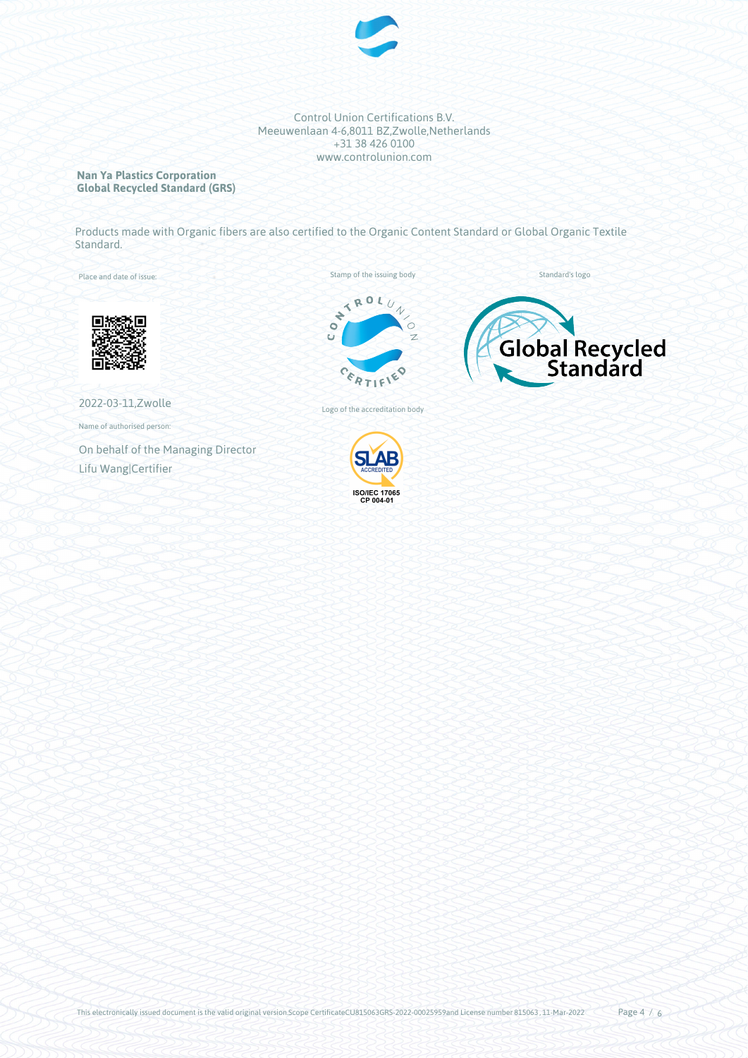Control Union Certifications B.V.
Meeuwenlaan 4-6,8011 BZ,Zwolle,Netherlands
+31 38 426 0100
www.controlunion.com

**Nan Ya Plastics Corporation**
**Global Recycled Standard (GRS)**

Products made with Organic fibers are also certified to the Organic Content Standard or Global Organic Textile Standard.

Place and date of issue:

2022-03-11,Zwolle

Name of authorised person:

On behalf of the Managing Director

Lifu Wang|Certifier

Stamp of the issuing body

Logo of the accreditation body

ISO/IEC 17065
CP 004-01

Standard's logo

This electronically issued document is the valid original version.Scope CertificateCU815063GRS-2022-00025959and License number 815063 , 11-Mar-2022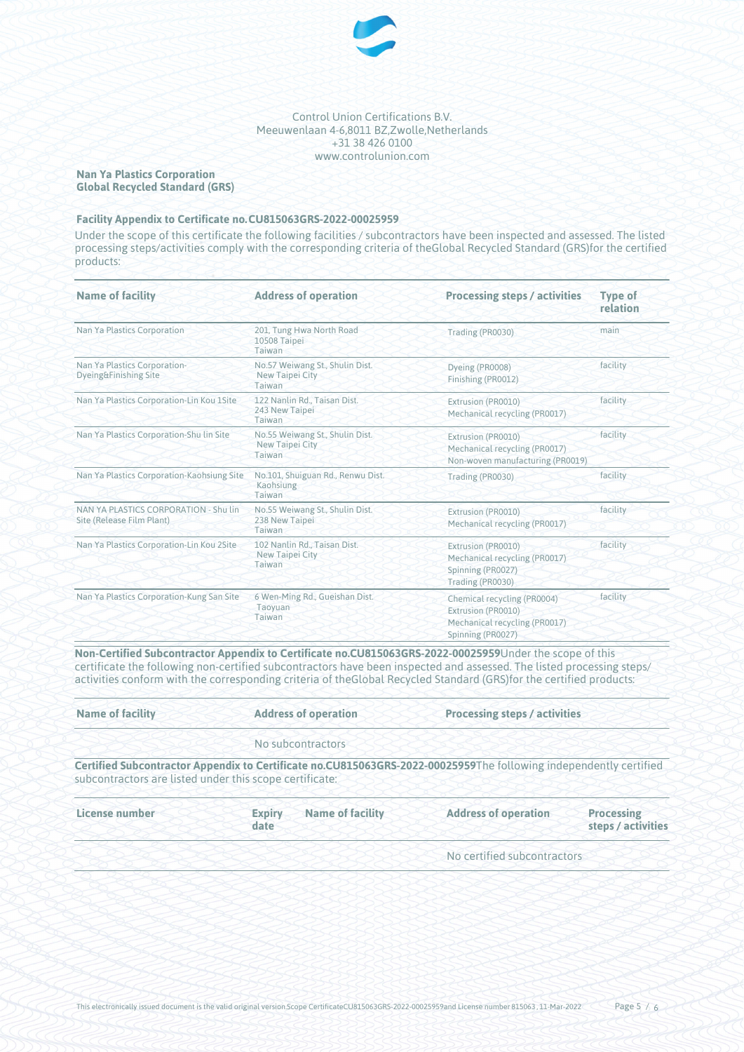Control Union Certifications B.V.
Meeuwenlaan 4-6,8011 BZ,Zwolle,Netherlands
+31 38 426 0100
www.controlunion.com

**Nan Ya Plastics Corporation**
**Global Recycled Standard (GRS)**

**Facility Appendix to Certificate no. CU815063GRS-2022-00025959**

Under the scope of this certificate the following facilities / subcontractors have been inspected and assessed. The listed processing steps/activities comply with the corresponding criteria of theGlobal Recycled Standard (GRS)for the certified products:

| Name of facility | Address of operation | Processing steps / activities | Type of relation |
|---|---|---|---|
| Nan Ya Plastics Corporation | 201, Tung Hwa North Road<br>10508 Taipei<br>Taiwan | Trading (PR0030) | main |
| Nan Ya Plastics Corporation-Dyeing&Finishing Site | No.57 Weiwang St., Shulin Dist.<br>New Taipei City<br>Taiwan | Dyeing (PR0008)<br>Finishing (PR0012) | facility |
| Nan Ya Plastics Corporation-Lin Kou 1Site | 122 Nanlin Rd., Taisan Dist.<br>243 New Taipei<br>Taiwan | Extrusion (PR0010)<br>Mechanical recycling (PR0017) | facility |
| Nan Ya Plastics Corporation-Shu lin Site | No.55 Weiwang St., Shulin Dist.<br>New Taipei City<br>Taiwan | Extrusion (PR0010)<br>Mechanical recycling (PR0017)<br>Non-woven manufacturing (PR0019) | facility |
| Nan Ya Plastics Corporation-Kaohsiung Site | No.101, Shuiguan Rd., Renwu Dist.<br>Kaohsiung<br>Taiwan | Trading (PR0030) | facility |
| NAN YA PLASTICS CORPORATION - Shu lin Site (Release Film Plant) | No.55 Weiwang St., Shulin Dist.<br>238 New Taipei<br>Taiwan | Extrusion (PR0010)<br>Mechanical recycling (PR0017) | facility |
| Nan Ya Plastics Corporation-Lin Kou 2Site | 102 Nanlin Rd., Taisan Dist.<br>New Taipei City<br>Taiwan | Extrusion (PR0010)<br>Mechanical recycling (PR0017)<br>Spinning (PR0027)<br>Trading (PR0030) | facility |
| Nan Ya Plastics Corporation-Kung San Site | 6 Wen-Ming Rd., Gueishan Dist.<br>Taoyuan<br>Taiwan | Chemical recycling (PR0004)<br>Extrusion (PR0010)<br>Mechanical recycling (PR0017)<br>Spinning (PR0027) | facility |

**Non-Certified Subcontractor Appendix to Certificate no.CU815063GRS-2022-00025959**Under the scope of this certificate the following non-certified subcontractors have been inspected and assessed. The listed processing steps/ activities conform with the corresponding criteria of theGlobal Recycled Standard (GRS)for the certified products:

| Name of facility | Address of operation | Processing steps / activities |
|---|---|---|
| | No subcontractors | |

**Certified Subcontractor Appendix to Certificate no.CU815063GRS-2022-00025959**The following independently certified subcontractors are listed under this scope certificate:

| License number | Expiry date | Name of facility | Address of operation | Processing steps / activities |
|---|---|---|---|---|
| | | | No certified subcontractors | |

This electronically issued document is the valid original version.Scope CertificateCU815063GRS-2022-00025959and License number 815063 , 11-Mar-2022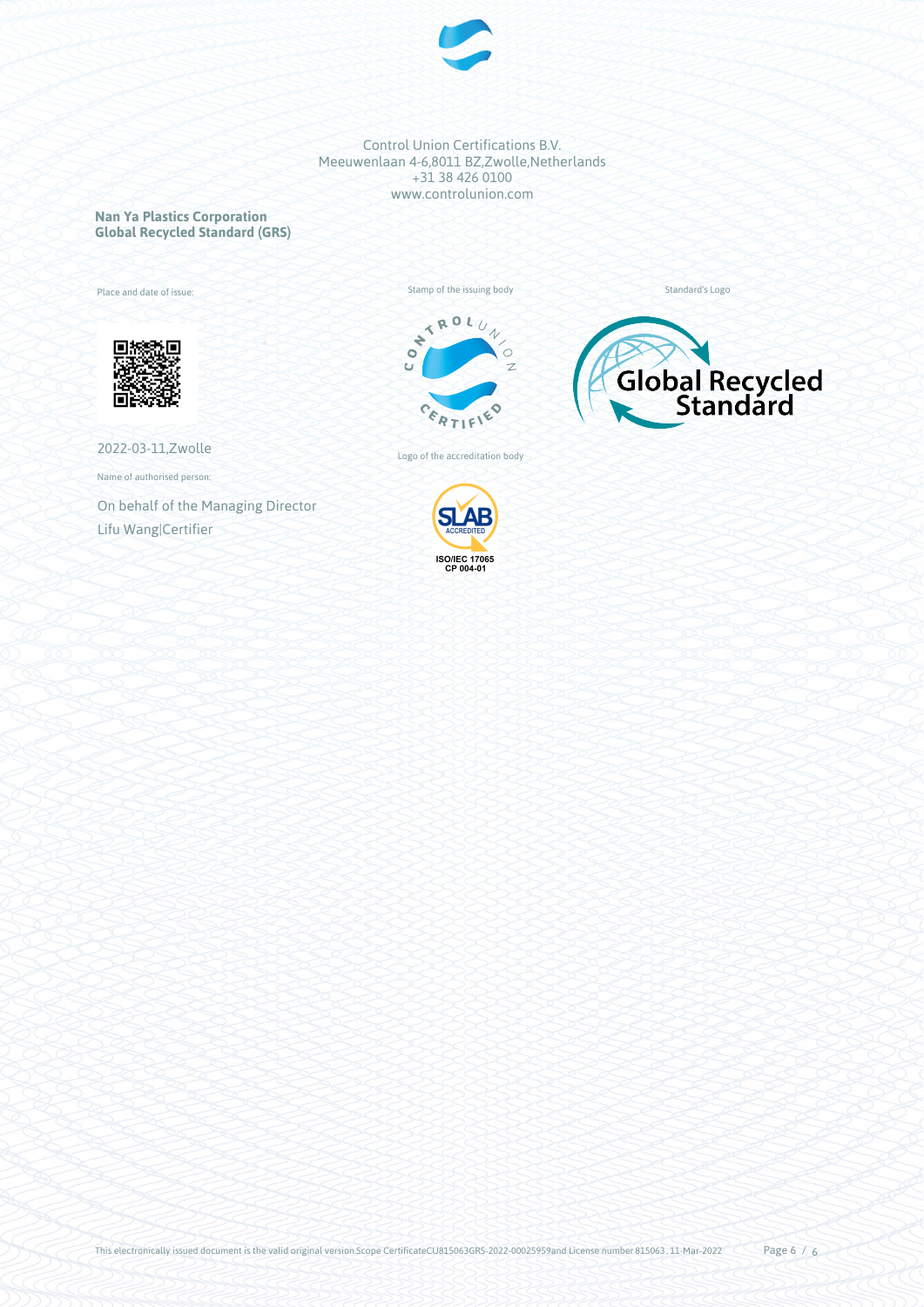Control Union Certifications B.V.
Meeuwenlaan 4-6,8011 BZ,Zwolle,Netherlands
+31 38 426 0100
www.controlunion.com

**Nan Ya Plastics Corporation**
**Global Recycled Standard (GRS)**

Place and date of issue:

2022-03-11,Zwolle

Name of authorised person:

On behalf of the Managing Director

Lifu Wang|Certifier

Stamp of the issuing body

Logo of the accreditation body

ISO/IEC 17065
CP 004-01

Standard's Logo

This electronically issued document is the valid original version.Scope CertificateCU815063GRS-2022-00025959and License number 815063 , 11-Mar-2022